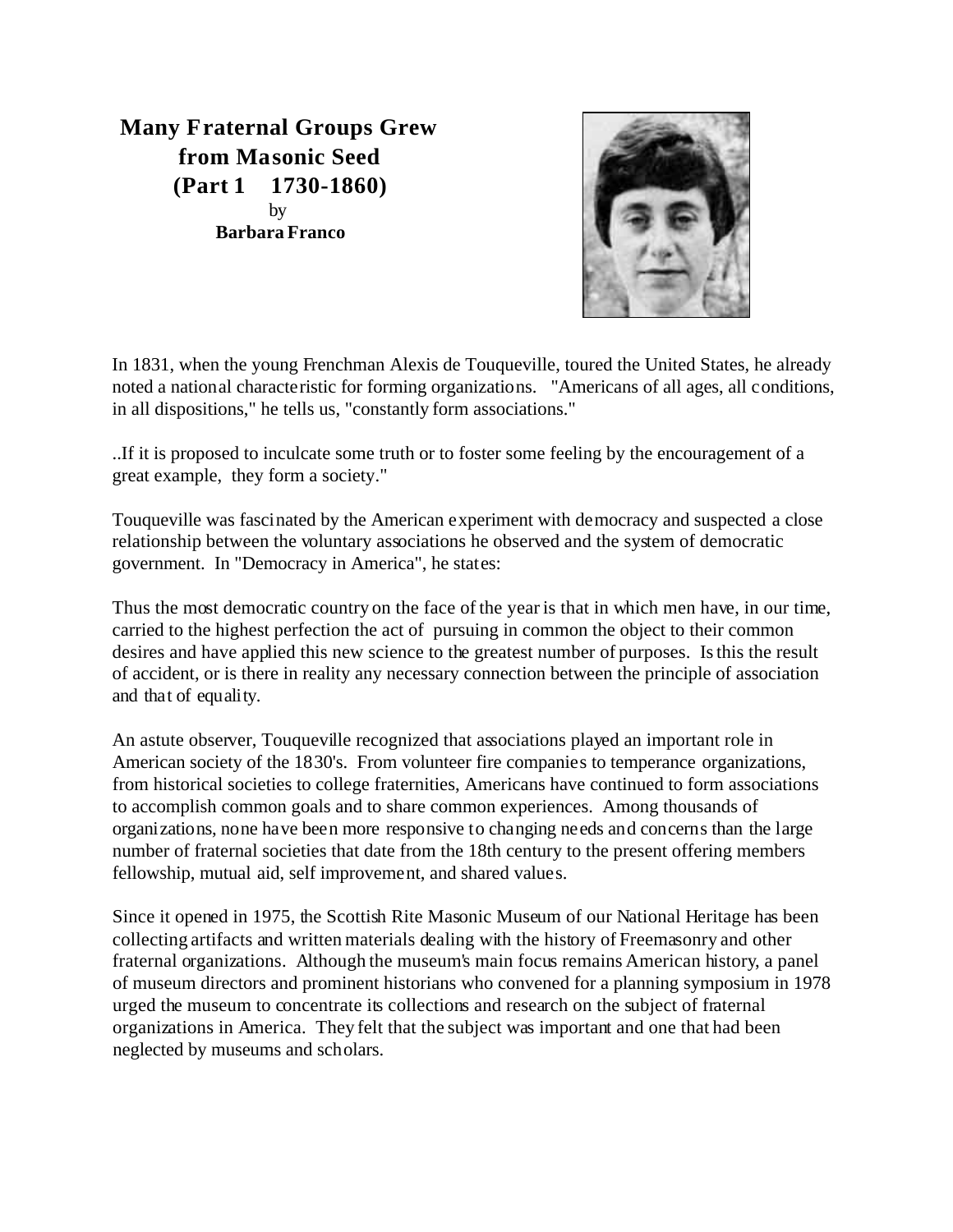# Many Fraternal Groups Grew from Masonic Seed (Part 1 1730-1860)

by

**Barbara Franco**

In 1831, when the young Frenchman Alexis de Touqueville, toured the United States, he already noted a national characteristic for forming organizations. "Americans of all ages, all conditions, in all dispositions," he tells us, "constantly form associations."

..If it is proposed to inculcate some truth or to foster some feeling by the encouragement of a great example, they form a society."

Touqueville was fascinated by the American experiment with democracy and suspected a close relationship between the voluntary associations he observed and the system of democratic government. In "Democracy in America", he states:

Thus the most democratic country on the face of the year is that in which men have, in our time, carried to the highest perfection the act of pursuing in common the object to their common desires and have applied this new science to the greatest number of purposes. Is this the result of accident, or is there in reality any necessary connection between the principle of association and that of equality.

An astute observer, Touqueville recognized that associations played an important role in American society of the 1830's. From volunteer fire companies to temperance organizations, from historical societies to college fraternities, Americans have continued to form associations to accomplish common goals and to share common experiences. Among thousands of organizations, none have been more responsive to changing needs and concerns than the large number of fraternal societies that date from the 18th century to the present offering members fellowship, mutual aid, self improvement, and shared values.

Since it opened in 1975, the Scottish Rite Masonic Museum of our National Heritage has been collecting artifacts and written materials dealing with the history of Freemasonry and other fraternal organizations. Although the museum's main focus remains American history, a panel of museum directors and prominent historians who convened for a planning symposium in 1978 urged the museum to concentrate its collections and research on the subject of fraternal organizations in America. They felt that the subject was important and one that had been neglected by museums and scholars.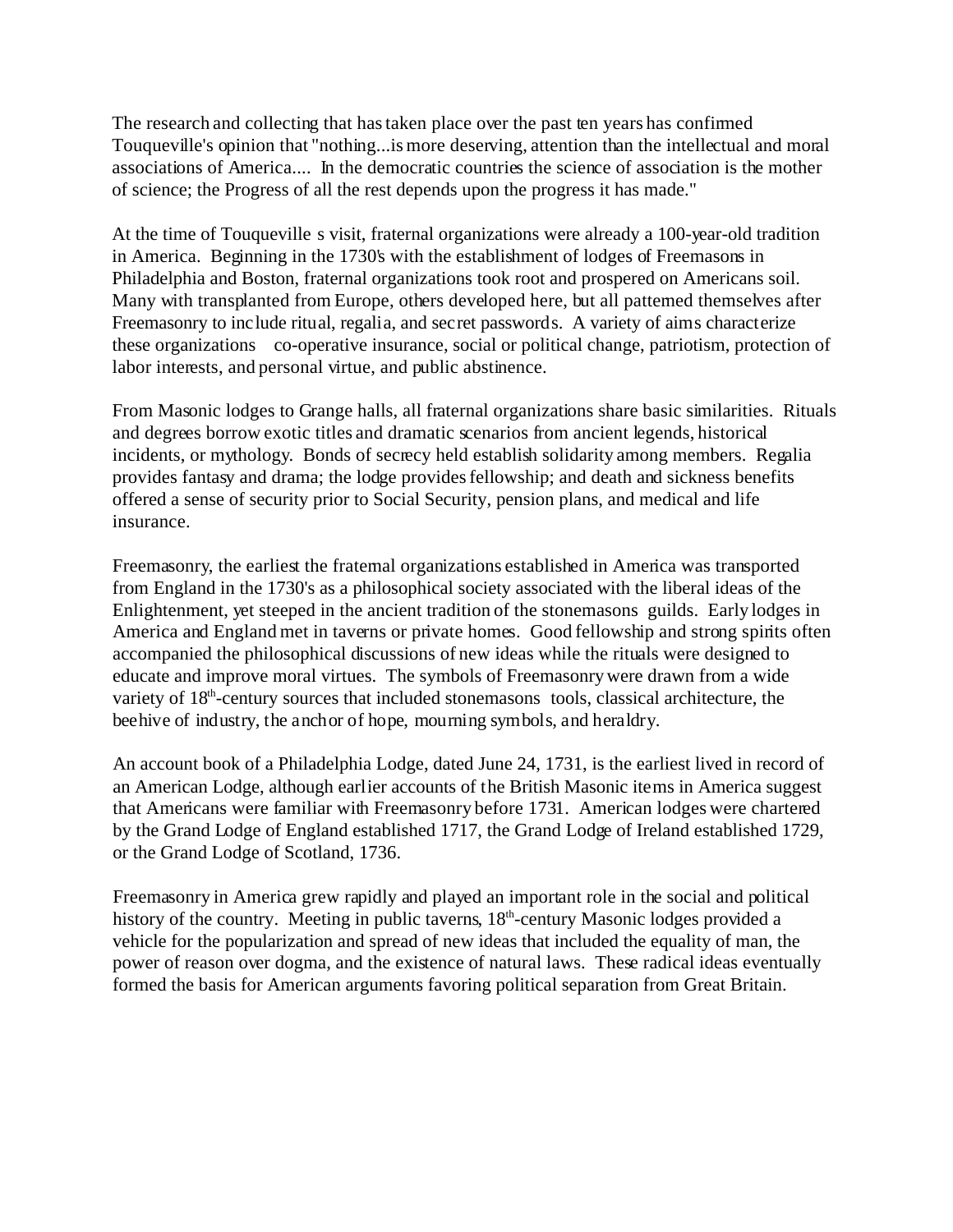The research and collecting that has taken place over the past ten years has confirmed Touqueville's opinion that "nothing...is more deserving, attention than the intellectual and moral associations of America.... In the democratic countries the science of association is the mother of science; the Progress of all the rest depends upon the progress it has made."

At the time of Touqueville s visit, fraternal organizations were already a 100-year-old tradition in America. Beginning in the 1730's with the establishment of lodges of Freemasons in Philadelphia and Boston, fraternal organizations took root and prospered on Americans soil. Many with transplanted from Europe, others developed here, but all patterned themselves after Freemasonry to include ritual, regalia, and secret passwords. A variety of aims characterize these organizations co-operative insurance, social or political change, patriotism, protection of labor interests, and personal virtue, and public abstinence.

From Masonic lodges to Grange halls, all fraternal organizations share basic similarities. Rituals and degrees borrow exotic titles and dramatic scenarios from ancient legends, historical incidents, or mythology. Bonds of secrecy held establish solidarity among members. Regalia provides fantasy and drama; the lodge provides fellowship; and death and sickness benefits offered a sense of security prior to Social Security, pension plans, and medical and life insurance.

Freemasonry, the earliest the fraternal organizations established in America was transported from England in the 1730's as a philosophical society associated with the liberal ideas of the Enlightenment, yet steeped in the ancient tradition of the stonemasons guilds. Early lodges in America and England met in taverns or private homes. Good fellowship and strong spirits often accompanied the philosophical discussions of new ideas while the rituals were designed to educate and improve moral virtues. The symbols of Freemasonry were drawn from a wide variety of 18th-century sources that included stonemasons tools, classical architecture, the beehive of industry, the anchor of hope, mourning symbols, and heraldry.

An account book of a Philadelphia Lodge, dated June 24, 1731, is the earliest lived in record of an American Lodge, although earlier accounts of the British Masonic items in America suggest that Americans were familiar with Freemasonry before 1731. American lodges were chartered by the Grand Lodge of England established 1717, the Grand Lodge of Ireland established 1729, or the Grand Lodge of Scotland, 1736.

Freemasonry in America grew rapidly and played an important role in the social and political history of the country. Meeting in public taverns, 18th-century Masonic lodges provided a vehicle for the popularization and spread of new ideas that included the equality of man, the power of reason over dogma, and the existence of natural laws. These radical ideas eventually formed the basis for American arguments favoring political separation from Great Britain.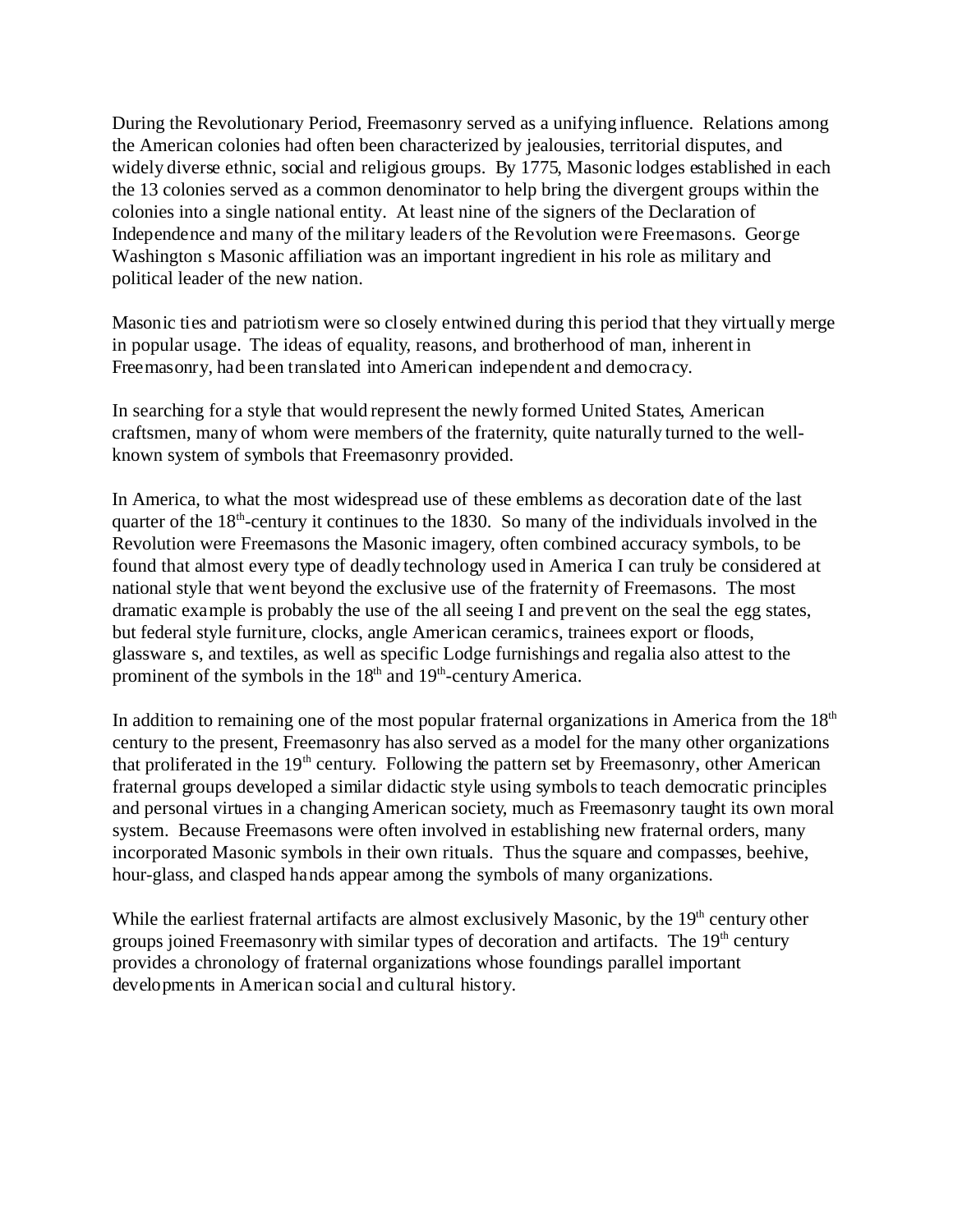During the Revolutionary Period, Freemasonry served as a unifying influence. Relations among the American colonies had often been characterized by jealousies, territorial disputes, and widely diverse ethnic, social and religious groups. By 1775, Masonic lodges established in each the 13 colonies served as a common denominator to help bring the divergent groups within the colonies into a single national entity. At least nine of the signers of the Declaration of Independence and many of the military leaders of the Revolution were Freemasons. George Washington s Masonic affiliation was an important ingredient in his role as military and political leader of the new nation.

Masonic ties and patriotism were so closely entwined during this period that they virtually merge in popular usage. The ideas of equality, reasons, and brotherhood of man, inherent in Freemasonry, had been translated into American independent and democracy.

In searching for a style that would represent the newly formed United States, American craftsmen, many of whom were members of the fraternity, quite naturally turned to the well-known system of symbols that Freemasonry provided.

In America, to what the most widespread use of these emblems as decoration date of the last quarter of the 18th-century it continues to the 1830. So many of the individuals involved in the Revolution were Freemasons the Masonic imagery, often combined accuracy symbols, to be found that almost every type of deadly technology used in America I can truly be considered at national style that went beyond the exclusive use of the fraternity of Freemasons. The most dramatic example is probably the use of the all seeing I and prevent on the seal the egg states, but federal style furniture, clocks, angle American ceramics, trainees export or floods, glassware s, and textiles, as well as specific Lodge furnishings and regalia also attest to the prominent of the symbols in the 18th and 19th-century America.

In addition to remaining one of the most popular fraternal organizations in America from the 18th century to the present, Freemasonry has also served as a model for the many other organizations that proliferated in the 19th century. Following the pattern set by Freemasonry, other American fraternal groups developed a similar didactic style using symbols to teach democratic principles and personal virtues in a changing American society, much as Freemasonry taught its own moral system. Because Freemasons were often involved in establishing new fraternal orders, many incorporated Masonic symbols in their own rituals. Thus the square and compasses, beehive, hour-glass, and clasped hands appear among the symbols of many organizations.

While the earliest fraternal artifacts are almost exclusively Masonic, by the 19th century other groups joined Freemasonry with similar types of decoration and artifacts. The 19th century provides a chronology of fraternal organizations whose foundings parallel important developments in American social and cultural history.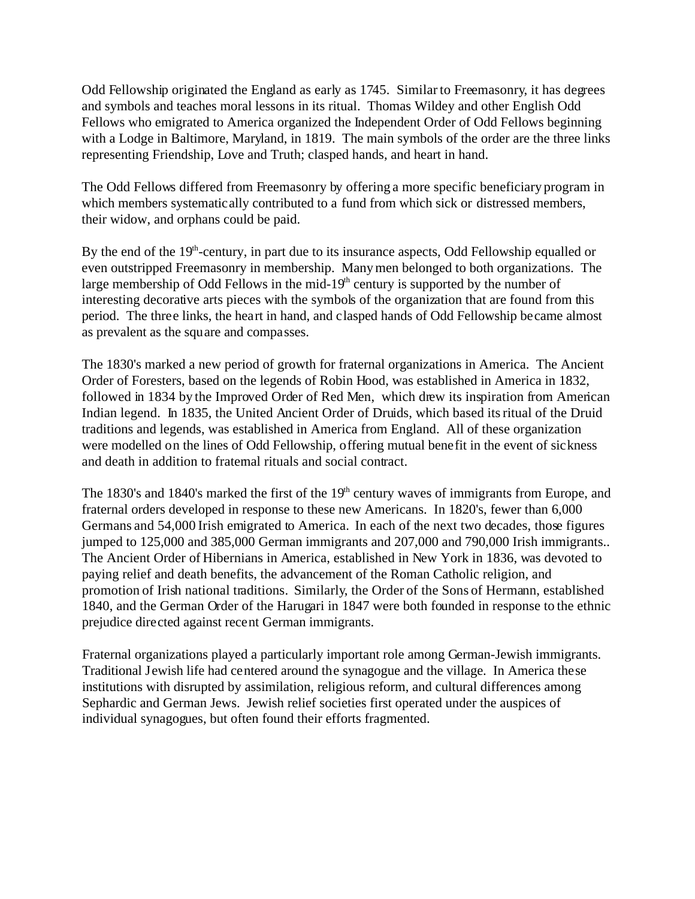Odd Fellowship originated the England as early as 1745. Similar to Freemasonry, it has degrees and symbols and teaches moral lessons in its ritual. Thomas Wildey and other English Odd Fellows who emigrated to America organized the Independent Order of Odd Fellows beginning with a Lodge in Baltimore, Maryland, in 1819. The main symbols of the order are the three links representing Friendship, Love and Truth; clasped hands, and heart in hand.

The Odd Fellows differed from Freemasonry by offering a more specific beneficiary program in which members systematically contributed to a fund from which sick or distressed members, their widow, and orphans could be paid.

By the end of the 19th-century, in part due to its insurance aspects, Odd Fellowship equalled or even outstripped Freemasonry in membership. Many men belonged to both organizations. The large membership of Odd Fellows in the mid-19th century is supported by the number of interesting decorative arts pieces with the symbols of the organization that are found from this period. The three links, the heart in hand, and clasped hands of Odd Fellowship became almost as prevalent as the square and compasses.

The 1830's marked a new period of growth for fraternal organizations in America. The Ancient Order of Foresters, based on the legends of Robin Hood, was established in America in 1832, followed in 1834 by the Improved Order of Red Men, which drew its inspiration from American Indian legend. In 1835, the United Ancient Order of Druids, which based its ritual of the Druid traditions and legends, was established in America from England. All of these organization were modelled on the lines of Odd Fellowship, offering mutual benefit in the event of sickness and death in addition to fraternal rituals and social contract.

The 1830's and 1840's marked the first of the 19th century waves of immigrants from Europe, and fraternal orders developed in response to these new Americans. In 1820's, fewer than 6,000 Germans and 54,000 Irish emigrated to America. In each of the next two decades, those figures jumped to 125,000 and 385,000 German immigrants and 207,000 and 790,000 Irish immigrants.. The Ancient Order of Hibernians in America, established in New York in 1836, was devoted to paying relief and death benefits, the advancement of the Roman Catholic religion, and promotion of Irish national traditions. Similarly, the Order of the Sons of Hermann, established 1840, and the German Order of the Harugari in 1847 were both founded in response to the ethnic prejudice directed against recent German immigrants.

Fraternal organizations played a particularly important role among German-Jewish immigrants. Traditional Jewish life had centered around the synagogue and the village. In America these institutions with disrupted by assimilation, religious reform, and cultural differences among Sephardic and German Jews. Jewish relief societies first operated under the auspices of individual synagogues, but often found their efforts fragmented.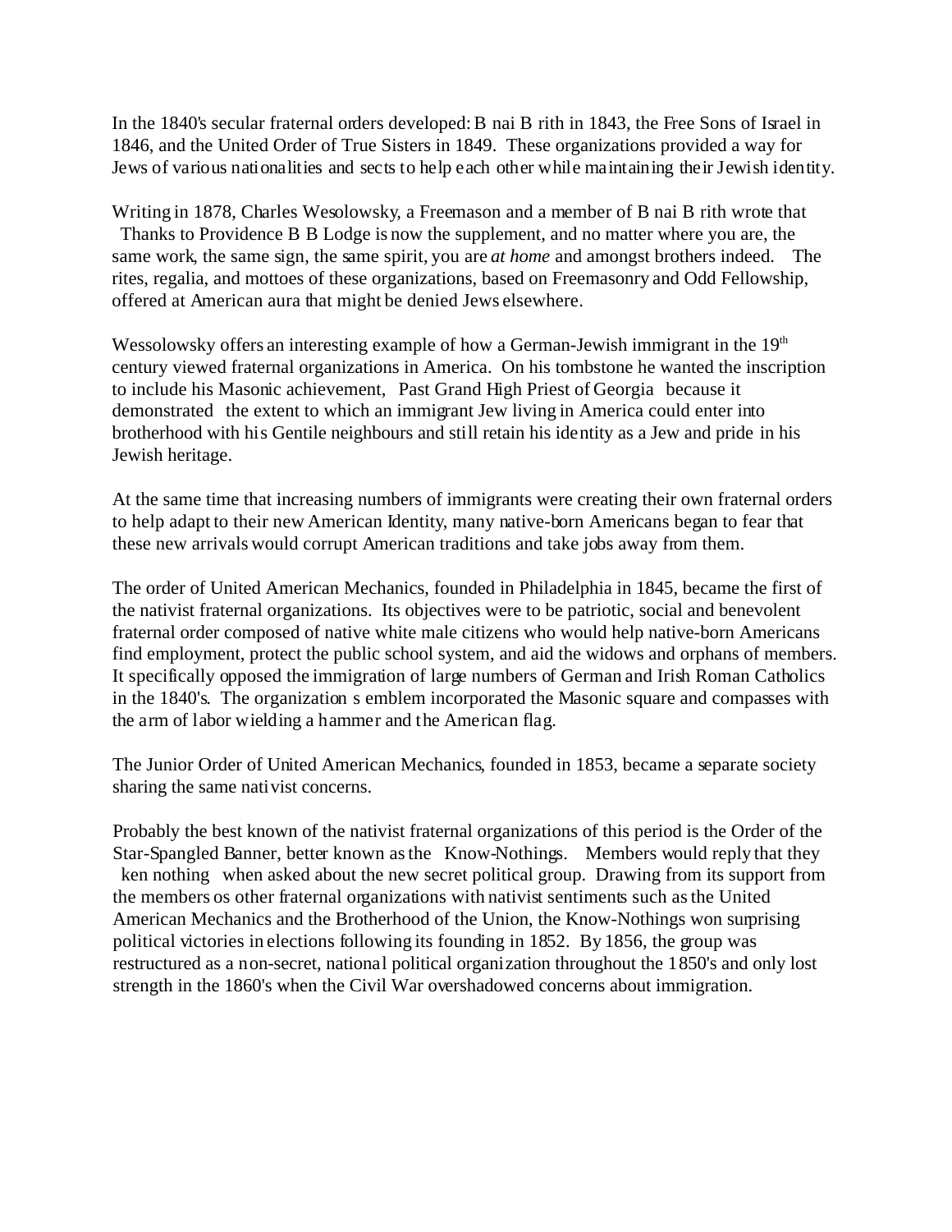In the 1840's secular fraternal orders developed: B nai B rith in 1843, the Free Sons of Israel in 1846, and the United Order of True Sisters in 1849. These organizations provided a way for Jews of various nationalities and sects to help each other while maintaining their Jewish identity.

Writing in 1878, Charles Wesolowsky, a Freemason and a member of B nai B rith wrote that Thanks to Providence B B Lodge is now the supplement, and no matter where you are, the same work, the same sign, the same spirit, you are *at home* and amongst brothers indeed. The rites, regalia, and mottoes of these organizations, based on Freemasonry and Odd Fellowship, offered at American aura that might be denied Jews elsewhere.

Wessolowsky offers an interesting example of how a German-Jewish immigrant in the 19th century viewed fraternal organizations in America. On his tombstone he wanted the inscription to include his Masonic achievement, Past Grand High Priest of Georgia because it demonstrated the extent to which an immigrant Jew living in America could enter into brotherhood with his Gentile neighbours and still retain his identity as a Jew and pride in his Jewish heritage.

At the same time that increasing numbers of immigrants were creating their own fraternal orders to help adapt to their new American Identity, many native-born Americans began to fear that these new arrivals would corrupt American traditions and take jobs away from them.

The order of United American Mechanics, founded in Philadelphia in 1845, became the first of the nativist fraternal organizations. Its objectives were to be patriotic, social and benevolent fraternal order composed of native white male citizens who would help native-born Americans find employment, protect the public school system, and aid the widows and orphans of members. It specifically opposed the immigration of large numbers of German and Irish Roman Catholics in the 1840's. The organization s emblem incorporated the Masonic square and compasses with the arm of labor wielding a hammer and the American flag.

The Junior Order of United American Mechanics, founded in 1853, became a separate society sharing the same nativist concerns.

Probably the best known of the nativist fraternal organizations of this period is the Order of the Star-Spangled Banner, better known as the Know-Nothings. Members would reply that they ken nothing when asked about the new secret political group. Drawing from its support from the members os other fraternal organizations with nativist sentiments such as the United American Mechanics and the Brotherhood of the Union, the Know-Nothings won surprising political victories in elections following its founding in 1852. By 1856, the group was restructured as a non-secret, national political organization throughout the 1850's and only lost strength in the 1860's when the Civil War overshadowed concerns about immigration.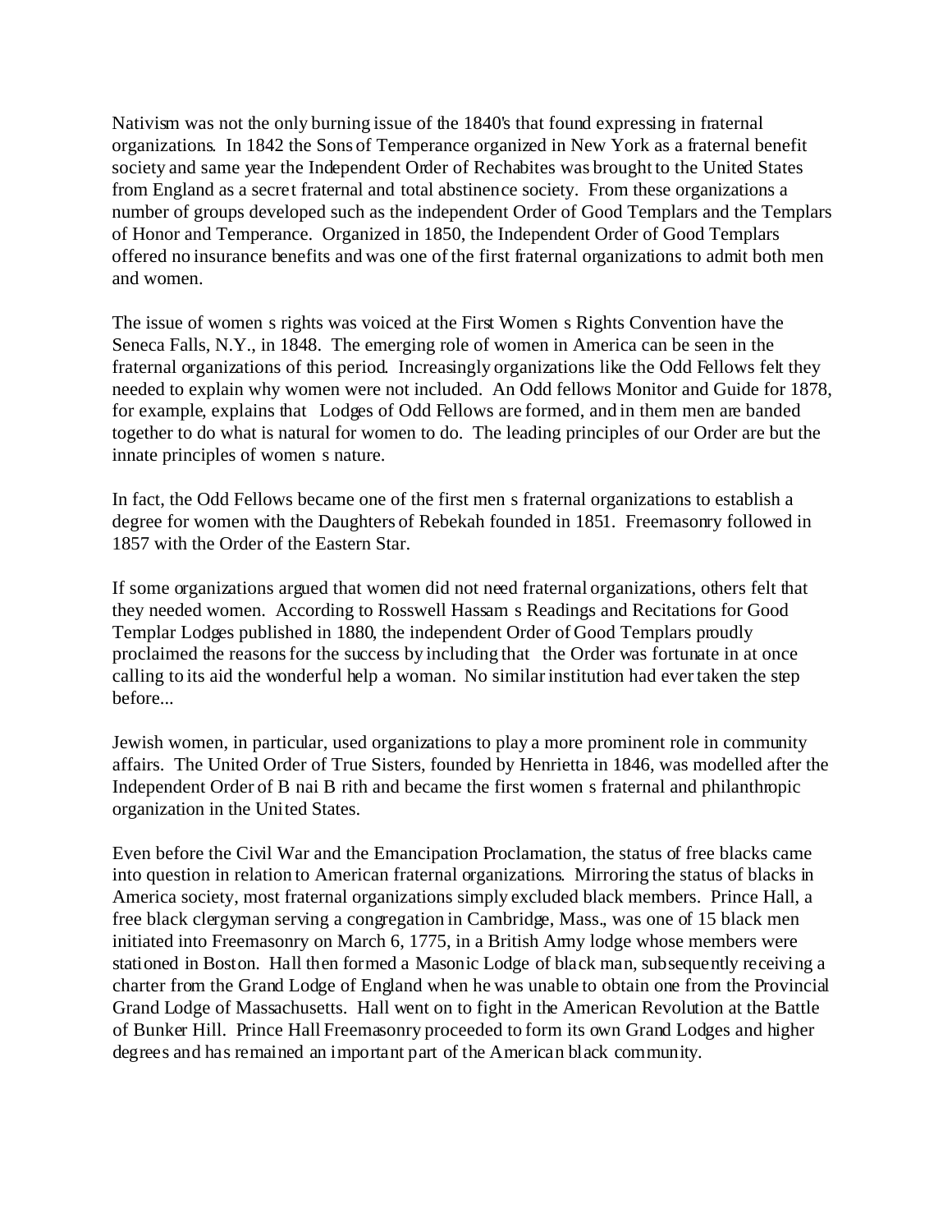Nativism was not the only burning issue of the 1840's that found expressing in fraternal organizations. In 1842 the Sons of Temperance organized in New York as a fraternal benefit society and same year the Independent Order of Rechabites was brought to the United States from England as a secret fraternal and total abstinence society. From these organizations a number of groups developed such as the independent Order of Good Templars and the Templars of Honor and Temperance. Organized in 1850, the Independent Order of Good Templars offered no insurance benefits and was one of the first fraternal organizations to admit both men and women.

The issue of women s rights was voiced at the First Women s Rights Convention have the Seneca Falls, N.Y., in 1848. The emerging role of women in America can be seen in the fraternal organizations of this period. Increasingly organizations like the Odd Fellows felt they needed to explain why women were not included. An Odd fellows Monitor and Guide for 1878, for example, explains that Lodges of Odd Fellows are formed, and in them men are banded together to do what is natural for women to do. The leading principles of our Order are but the innate principles of women s nature.

In fact, the Odd Fellows became one of the first men s fraternal organizations to establish a degree for women with the Daughters of Rebekah founded in 1851. Freemasonry followed in 1857 with the Order of the Eastern Star.

If some organizations argued that women did not need fraternal organizations, others felt that they needed women. According to Rosswell Hassam s Readings and Recitations for Good Templar Lodges published in 1880, the independent Order of Good Templars proudly proclaimed the reasons for the success by including that the Order was fortunate in at once calling to its aid the wonderful help a woman. No similar institution had ever taken the step before...

Jewish women, in particular, used organizations to play a more prominent role in community affairs. The United Order of True Sisters, founded by Henrietta in 1846, was modelled after the Independent Order of B nai B rith and became the first women s fraternal and philanthropic organization in the United States.

Even before the Civil War and the Emancipation Proclamation, the status of free blacks came into question in relation to American fraternal organizations. Mirroring the status of blacks in America society, most fraternal organizations simply excluded black members. Prince Hall, a free black clergyman serving a congregation in Cambridge, Mass., was one of 15 black men initiated into Freemasonry on March 6, 1775, in a British Army lodge whose members were stationed in Boston. Hall then formed a Masonic Lodge of black man, subsequently receiving a charter from the Grand Lodge of England when he was unable to obtain one from the Provincial Grand Lodge of Massachusetts. Hall went on to fight in the American Revolution at the Battle of Bunker Hill. Prince Hall Freemasonry proceeded to form its own Grand Lodges and higher degrees and has remained an important part of the American black community.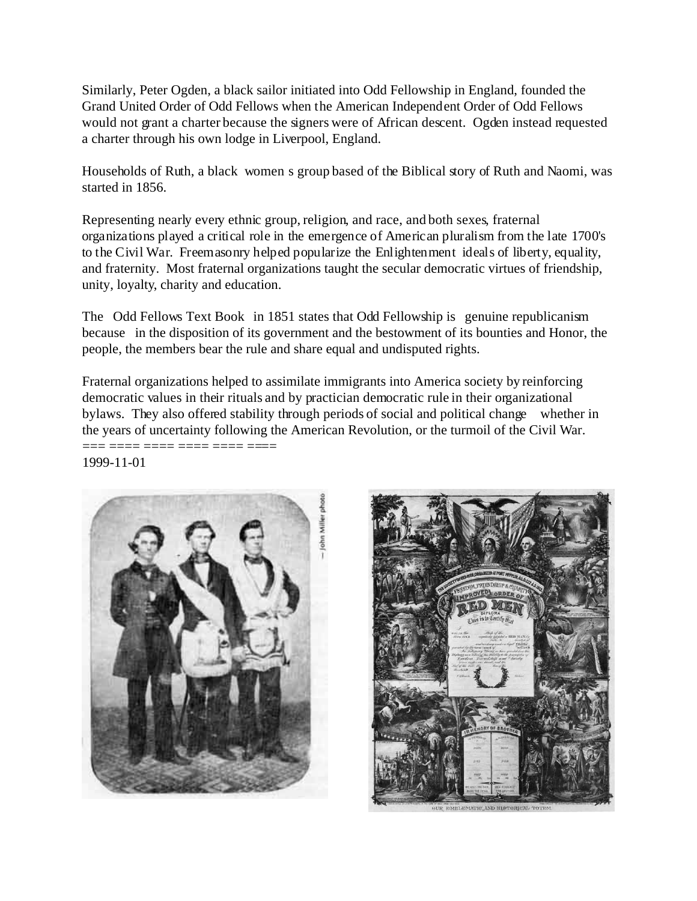Similarly, Peter Ogden, a black sailor initiated into Odd Fellowship in England, founded the Grand United Order of Odd Fellows when the American Independent Order of Odd Fellows would not grant a charter because the signers were of African descent. Ogden instead requested a charter through his own lodge in Liverpool, England.

Households of Ruth, a black women s group based of the Biblical story of Ruth and Naomi, was started in 1856.

Representing nearly every ethnic group, religion, and race, and both sexes, fraternal organizations played a critical role in the emergence of American pluralism from the late 1700's to the Civil War. Freemasonry helped popularize the Enlightenment ideals of liberty, equality, and fraternity. Most fraternal organizations taught the secular democratic virtues of friendship, unity, loyalty, charity and education.

The Odd Fellows Text Book in 1851 states that Odd Fellowship is genuine republicanism because in the disposition of its government and the bestowment of its bounties and Honor, the people, the members bear the rule and share equal and undisputed rights.

Fraternal organizations helped to assimilate immigrants into America society by reinforcing democratic values in their rituals and by practician democratic rule in their organizational bylaws. They also offered stability through periods of social and political change whether in the years of uncertainty following the American Revolution, or the turmoil of the Civil War.

=== ==== ==== ==== ==== ====

1999-11-01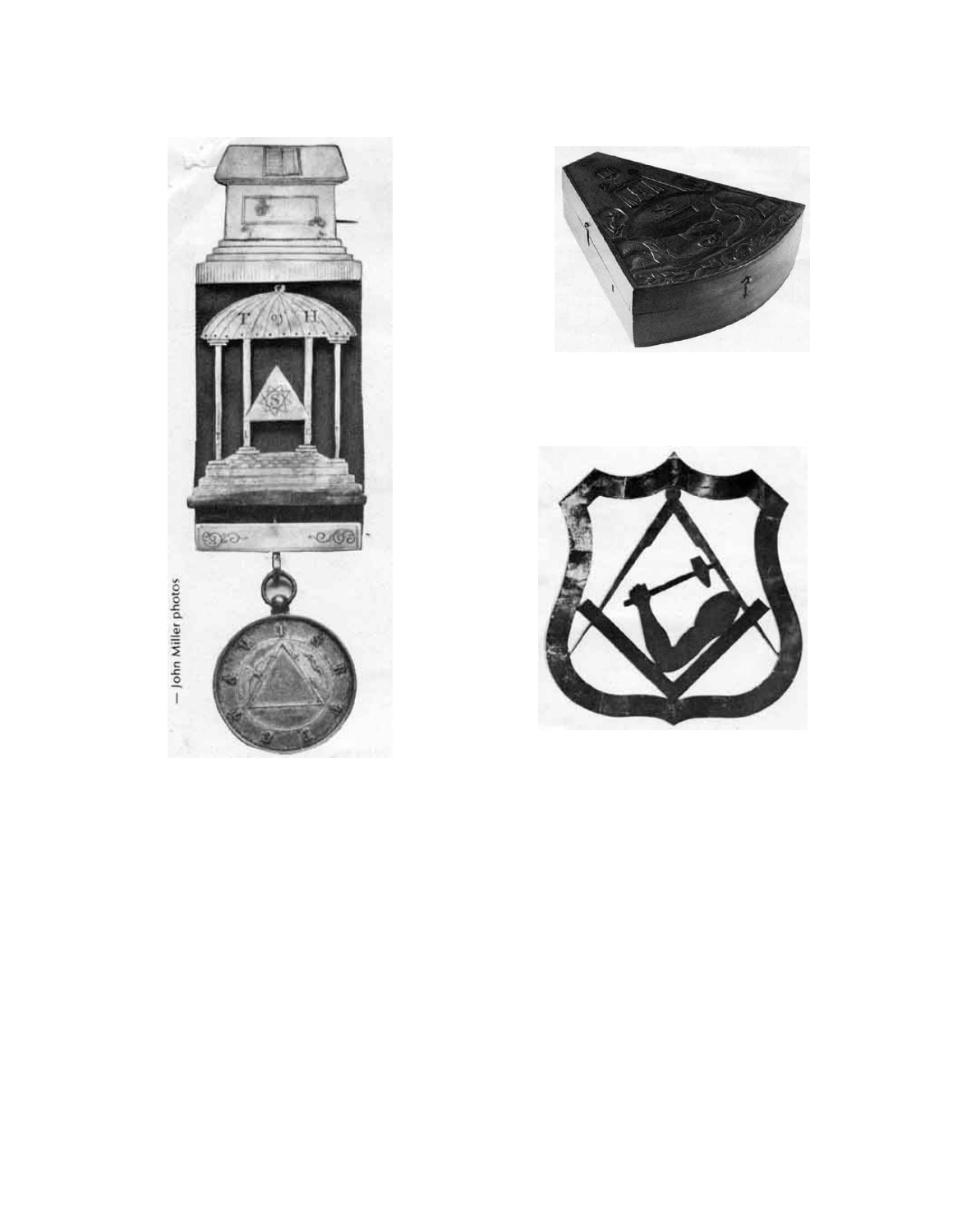— John Miller photos